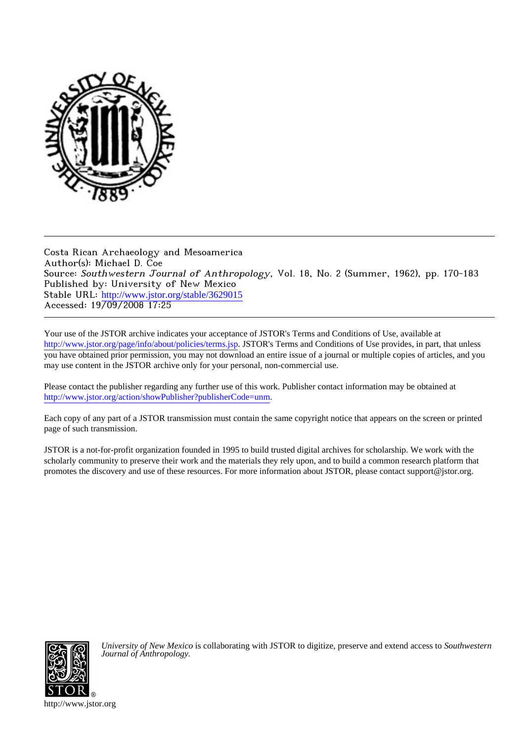Costa Rican Archaeology and Mesoamerica
Author(s): Michael D. Coe
Source: *Southwestern Journal of Anthropology*, Vol. 18, No. 2 (Summer, 1962), pp. 170-183
Published by: University of New Mexico
Stable URL: http://www.jstor.org/stable/3629015
Accessed: 19/09/2008 17:25

Your use of the JSTOR archive indicates your acceptance of JSTOR's Terms and Conditions of Use, available at http://www.jstor.org/page/info/about/policies/terms.jsp. JSTOR's Terms and Conditions of Use provides, in part, that unless you have obtained prior permission, you may not download an entire issue of a journal or multiple copies of articles, and you may use content in the JSTOR archive only for your personal, non-commercial use.

Please contact the publisher regarding any further use of this work. Publisher contact information may be obtained at http://www.jstor.org/action/showPublisher?publisherCode=unm.

Each copy of any part of a JSTOR transmission must contain the same copyright notice that appears on the screen or printed page of such transmission.

JSTOR is a not-for-profit organization founded in 1995 to build trusted digital archives for scholarship. We work with the scholarly community to preserve their work and the materials they rely upon, and to build a common research platform that promotes the discovery and use of these resources. For more information about JSTOR, please contact support@jstor.org.

*University of New Mexico* is collaborating with JSTOR to digitize, preserve and extend access to *Southwestern Journal of Anthropology*.

http://www.jstor.org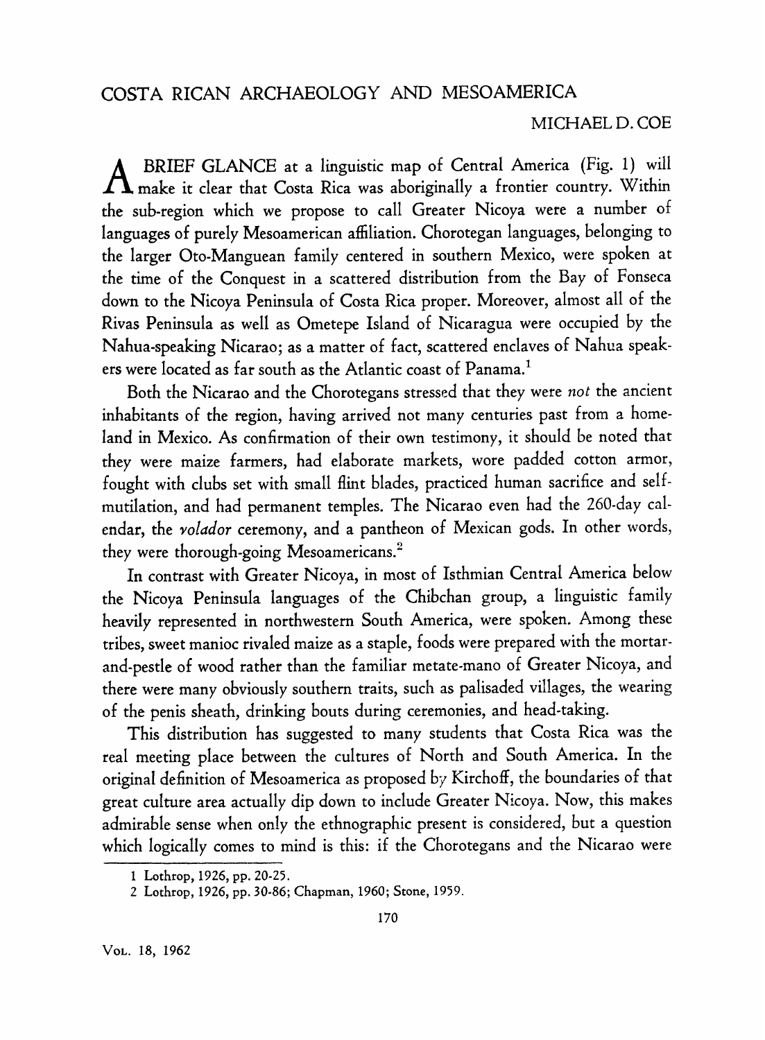# COSTA RICAN ARCHAEOLOGY AND MESOAMERICA

MICHAEL D. COE

A BRIEF GLANCE at a linguistic map of Central America (Fig. 1) will make it clear that Costa Rica was aboriginally a frontier country. Within the sub-region which we propose to call Greater Nicoya were a number of languages of purely Mesoamerican affiliation. Chorotegan languages, belonging to the larger Oto-Manguean family centered in southern Mexico, were spoken at the time of the Conquest in a scattered distribution from the Bay of Fonseca down to the Nicoya Peninsula of Costa Rica proper. Moreover, almost all of the Rivas Peninsula as well as Ometepe Island of Nicaragua were occupied by the Nahua-speaking Nicarao; as a matter of fact, scattered enclaves of Nahua speakers were located as far south as the Atlantic coast of Panama.[1]

Both the Nicarao and the Chorotegans stressed that they were *not* the ancient inhabitants of the region, having arrived not many centuries past from a homeland in Mexico. As confirmation of their own testimony, it should be noted that they were maize farmers, had elaborate markets, wore padded cotton armor, fought with clubs set with small flint blades, practiced human sacrifice and self-mutilation, and had permanent temples. The Nicarao even had the 260-day calendar, the *volador* ceremony, and a pantheon of Mexican gods. In other words, they were thorough-going Mesoamericans.[2]

In contrast with Greater Nicoya, in most of Isthmian Central America below the Nicoya Peninsula languages of the Chibchan group, a linguistic family heavily represented in northwestern South America, were spoken. Among these tribes, sweet manioc rivaled maize as a staple, foods were prepared with the mortar-and-pestle of wood rather than the familiar metate-mano of Greater Nicoya, and there were many obviously southern traits, such as palisaded villages, the wearing of the penis sheath, drinking bouts during ceremonies, and head-taking.

This distribution has suggested to many students that Costa Rica was the real meeting place between the cultures of North and South America. In the original definition of Mesoamerica as proposed by Kirchoff, the boundaries of that great culture area actually dip down to include Greater Nicoya. Now, this makes admirable sense when only the ethnographic present is considered, but a question which logically comes to mind is this: if the Chorotegans and the Nicarao were

1 Lothrop, 1926, pp. 20-25.

2 Lothrop, 1926, pp. 30-86; Chapman, 1960; Stone, 1959.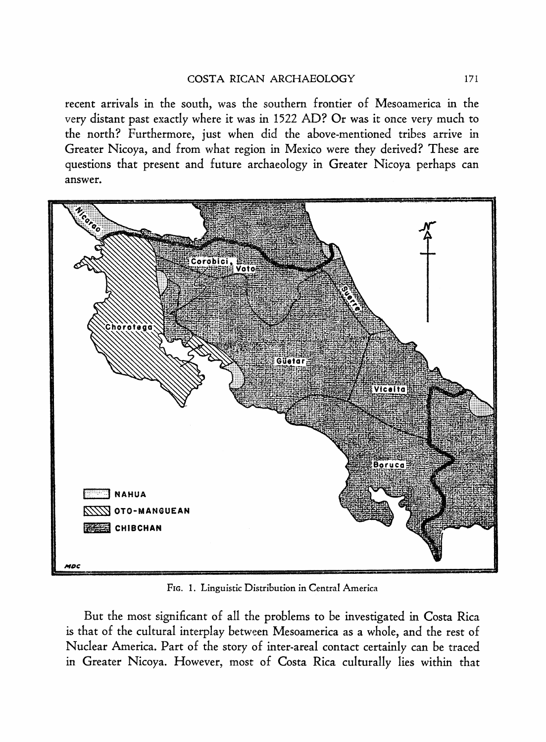recent arrivals in the south, was the southern frontier of Mesoamerica in the very distant past exactly where it was in 1522 AD? Or was it once very much to the north? Furthermore, just when did the above-mentioned tribes arrive in Greater Nicoya, and from what region in Mexico were they derived? These are questions that present and future archaeology in Greater Nicoya perhaps can answer.

FIG. 1. Linguistic Distribution in Central America

But the most significant of all the problems to be investigated in Costa Rica is that of the cultural interplay between Mesoamerica as a whole, and the rest of Nuclear America. Part of the story of inter-areal contact certainly can be traced in Greater Nicoya. However, most of Costa Rica culturally lies within that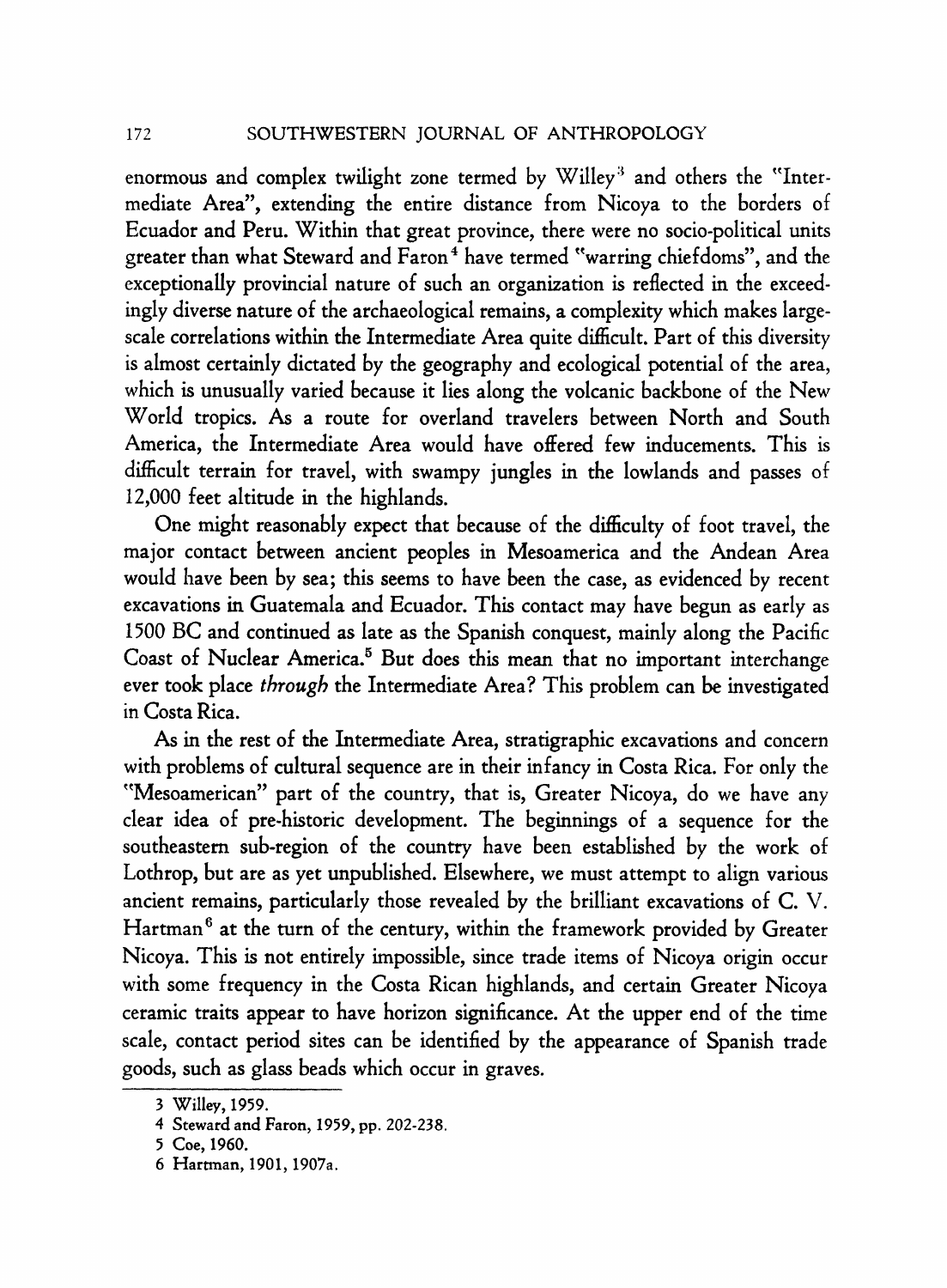enormous and complex twilight zone termed by Willey[3] and others the "Intermediate Area", extending the entire distance from Nicoya to the borders of Ecuador and Peru. Within that great province, there were no socio-political units greater than what Steward and Faron[4] have termed "warring chiefdoms", and the exceptionally provincial nature of such an organization is reflected in the exceedingly diverse nature of the archaeological remains, a complexity which makes large-scale correlations within the Intermediate Area quite difficult. Part of this diversity is almost certainly dictated by the geography and ecological potential of the area, which is unusually varied because it lies along the volcanic backbone of the New World tropics. As a route for overland travelers between North and South America, the Intermediate Area would have offered few inducements. This is difficult terrain for travel, with swampy jungles in the lowlands and passes of 12,000 feet altitude in the highlands.

One might reasonably expect that because of the difficulty of foot travel, the major contact between ancient peoples in Mesoamerica and the Andean Area would have been by sea; this seems to have been the case, as evidenced by recent excavations in Guatemala and Ecuador. This contact may have begun as early as 1500 BC and continued as late as the Spanish conquest, mainly along the Pacific Coast of Nuclear America.[5] But does this mean that no important interchange ever took place *through* the Intermediate Area? This problem can be investigated in Costa Rica.

As in the rest of the Intermediate Area, stratigraphic excavations and concern with problems of cultural sequence are in their infancy in Costa Rica. For only the "Mesoamerican" part of the country, that is, Greater Nicoya, do we have any clear idea of pre-historic development. The beginnings of a sequence for the southeastern sub-region of the country have been established by the work of Lothrop, but are as yet unpublished. Elsewhere, we must attempt to align various ancient remains, particularly those revealed by the brilliant excavations of C. V. Hartman[6] at the turn of the century, within the framework provided by Greater Nicoya. This is not entirely impossible, since trade items of Nicoya origin occur with some frequency in the Costa Rican highlands, and certain Greater Nicoya ceramic traits appear to have horizon significance. At the upper end of the time scale, contact period sites can be identified by the appearance of Spanish trade goods, such as glass beads which occur in graves.

---

3 Willey, 1959.

4 Steward and Faron, 1959, pp. 202-238.

5 Coe, 1960.

6 Hartman, 1901, 1907a.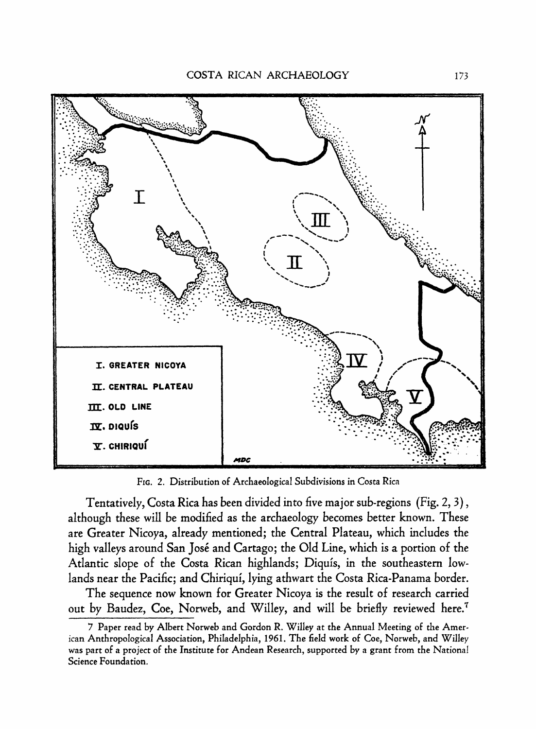FIG. 2. Distribution of Archaeological Subdivisions in Costa Rica

Tentatively, Costa Rica has been divided into five major sub-regions (Fig. 2, 3), although these will be modified as the archaeology becomes better known. These are Greater Nicoya, already mentioned; the Central Plateau, which includes the high valleys around San José and Cartago; the Old Line, which is a portion of the Atlantic slope of the Costa Rican highlands; Diquís, in the southeastern lowlands near the Pacific; and Chiriquí, lying athwart the Costa Rica-Panama border.

The sequence now known for Greater Nicoya is the result of research carried out by Baudez, Coe, Norweb, and Willey, and will be briefly reviewed here.[7]

---

7 Paper read by Albert Norweb and Gordon R. Willey at the Annual Meeting of the American Anthropological Association, Philadelphia, 1961. The field work of Coe, Norweb, and Willey was part of a project of the Institute for Andean Research, supported by a grant from the National Science Foundation.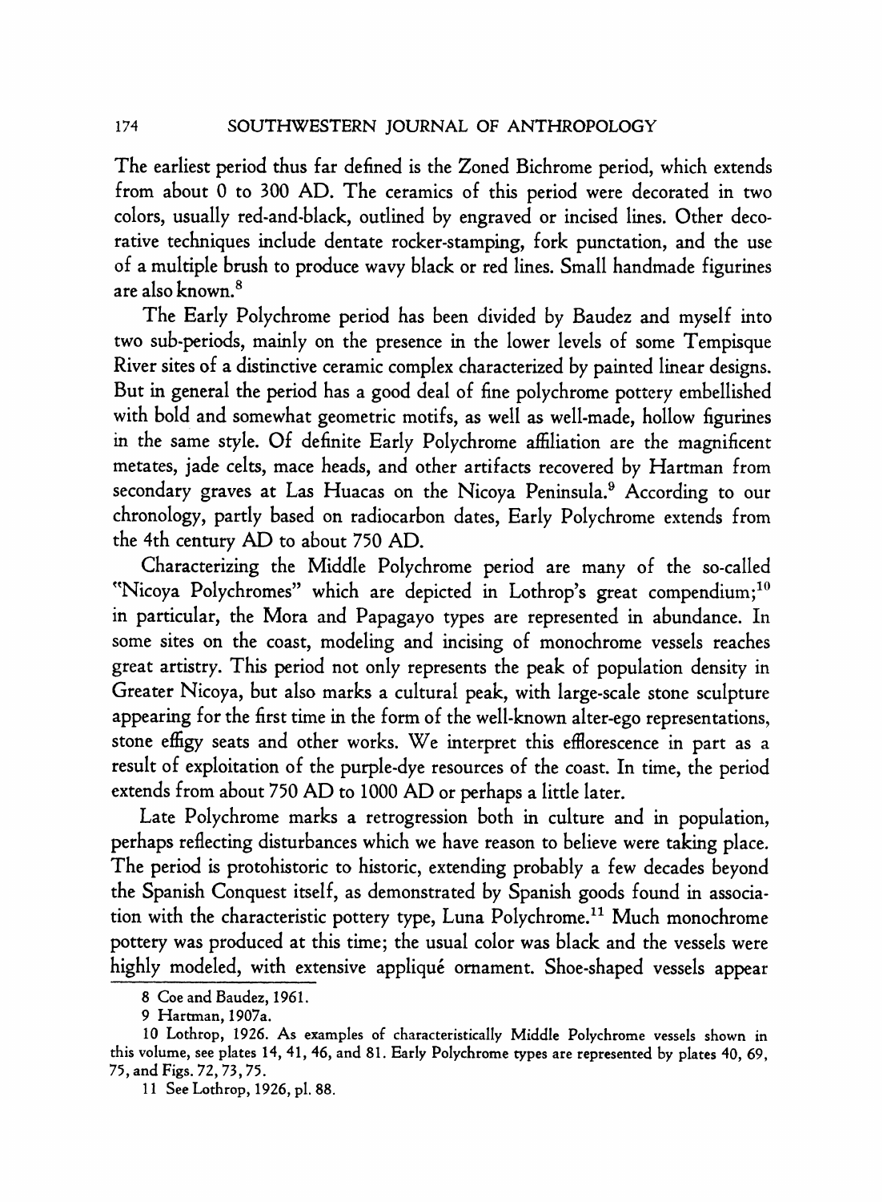The earliest period thus far defined is the Zoned Bichrome period, which extends from about 0 to 300 AD. The ceramics of this period were decorated in two colors, usually red-and-black, outlined by engraved or incised lines. Other decorative techniques include dentate rocker-stamping, fork punctation, and the use of a multiple brush to produce wavy black or red lines. Small handmade figurines are also known.[8]

The Early Polychrome period has been divided by Baudez and myself into two sub-periods, mainly on the presence in the lower levels of some Tempisque River sites of a distinctive ceramic complex characterized by painted linear designs. But in general the period has a good deal of fine polychrome pottery embellished with bold and somewhat geometric motifs, as well as well-made, hollow figurines in the same style. Of definite Early Polychrome affiliation are the magnificent metates, jade celts, mace heads, and other artifacts recovered by Hartman from secondary graves at Las Huacas on the Nicoya Peninsula.[9] According to our chronology, partly based on radiocarbon dates, Early Polychrome extends from the 4th century AD to about 750 AD.

Characterizing the Middle Polychrome period are many of the so-called "Nicoya Polychromes" which are depicted in Lothrop's great compendium;[10] in particular, the Mora and Papagayo types are represented in abundance. In some sites on the coast, modeling and incising of monochrome vessels reaches great artistry. This period not only represents the peak of population density in Greater Nicoya, but also marks a cultural peak, with large-scale stone sculpture appearing for the first time in the form of the well-known alter-ego representations, stone effigy seats and other works. We interpret this efflorescence in part as a result of exploitation of the purple-dye resources of the coast. In time, the period extends from about 750 AD to 1000 AD or perhaps a little later.

Late Polychrome marks a retrogression both in culture and in population, perhaps reflecting disturbances which we have reason to believe were taking place. The period is protohistoric to historic, extending probably a few decades beyond the Spanish Conquest itself, as demonstrated by Spanish goods found in association with the characteristic pottery type, Luna Polychrome.[11] Much monochrome pottery was produced at this time; the usual color was black and the vessels were highly modeled, with extensive appliqué ornament. Shoe-shaped vessels appear

---

8 Coe and Baudez, 1961.

9 Hartman, 1907a.

10 Lothrop, 1926. As examples of characteristically Middle Polychrome vessels shown in this volume, see plates 14, 41, 46, and 81. Early Polychrome types are represented by plates 40, 69, 75, and Figs. 72, 73, 75.

11 See Lothrop, 1926, pl. 88.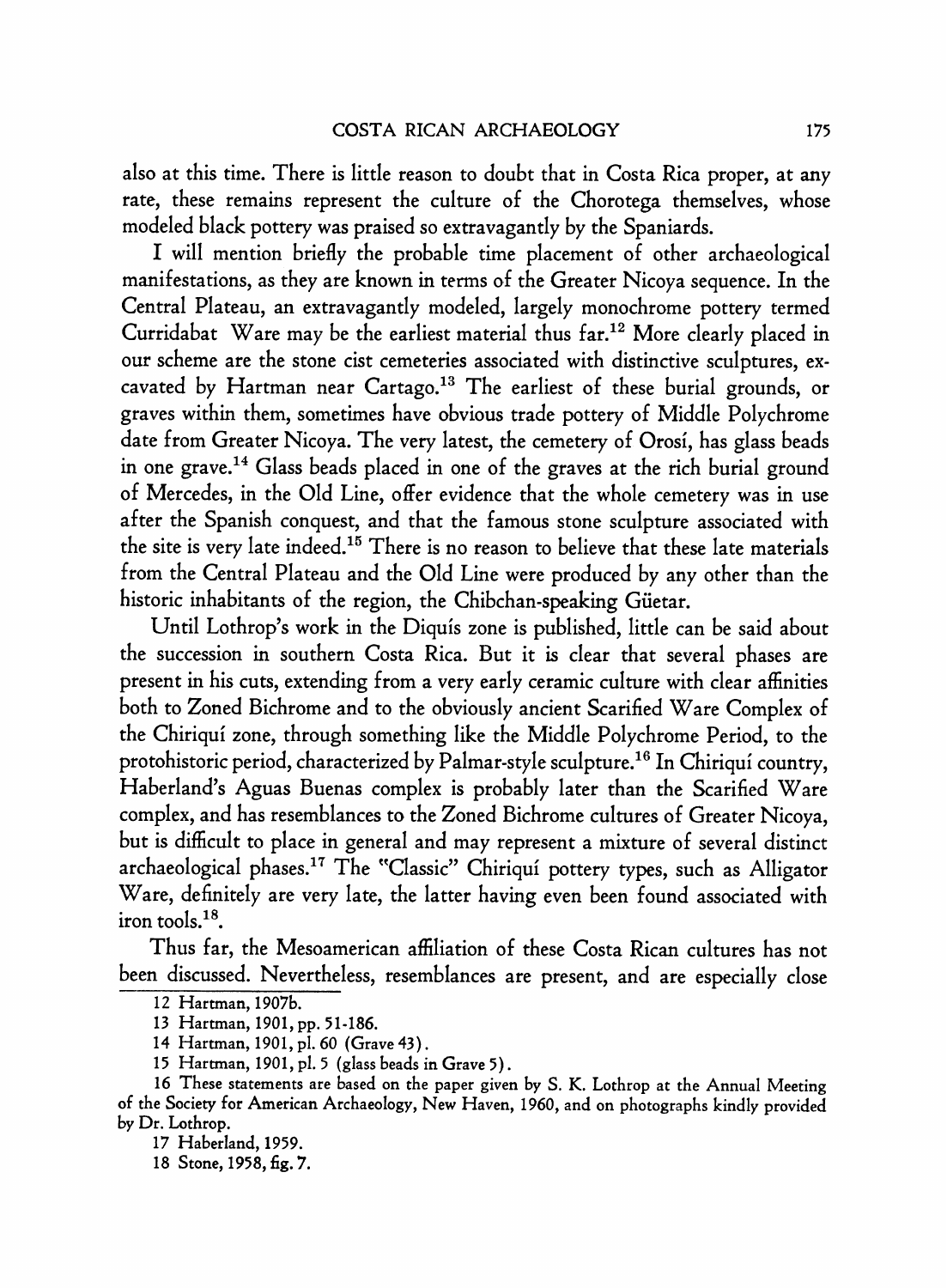also at this time. There is little reason to doubt that in Costa Rica proper, at any rate, these remains represent the culture of the Chorotega themselves, whose modeled black pottery was praised so extravagantly by the Spaniards.

I will mention briefly the probable time placement of other archaeological manifestations, as they are known in terms of the Greater Nicoya sequence. In the Central Plateau, an extravagantly modeled, largely monochrome pottery termed Curridabat Ware may be the earliest material thus far.[12] More clearly placed in our scheme are the stone cist cemeteries associated with distinctive sculptures, excavated by Hartman near Cartago.[13] The earliest of these burial grounds, or graves within them, sometimes have obvious trade pottery of Middle Polychrome date from Greater Nicoya. The very latest, the cemetery of Orosí, has glass beads in one grave.[14] Glass beads placed in one of the graves at the rich burial ground of Mercedes, in the Old Line, offer evidence that the whole cemetery was in use after the Spanish conquest, and that the famous stone sculpture associated with the site is very late indeed.[15] There is no reason to believe that these late materials from the Central Plateau and the Old Line were produced by any other than the historic inhabitants of the region, the Chibchan-speaking Güetar.

Until Lothrop's work in the Diquís zone is published, little can be said about the succession in southern Costa Rica. But it is clear that several phases are present in his cuts, extending from a very early ceramic culture with clear affinities both to Zoned Bichrome and to the obviously ancient Scarified Ware Complex of the Chiriquí zone, through something like the Middle Polychrome Period, to the protohistoric period, characterized by Palmar-style sculpture.[16] In Chiriquí country, Haberland's Aguas Buenas complex is probably later than the Scarified Ware complex, and has resemblances to the Zoned Bichrome cultures of Greater Nicoya, but is difficult to place in general and may represent a mixture of several distinct archaeological phases.[17] The "Classic" Chiriquí pottery types, such as Alligator Ware, definitely are very late, the latter having even been found associated with iron tools.[18].

Thus far, the Mesoamerican affiliation of these Costa Rican cultures has not been discussed. Nevertheless, resemblances are present, and are especially close

---

12 Hartman, 1907b.

13 Hartman, 1901, pp. 51-186.

14 Hartman, 1901, pl. 60 (Grave 43).

15 Hartman, 1901, pl. 5 (glass beads in Grave 5).

16 These statements are based on the paper given by S. K. Lothrop at the Annual Meeting of the Society for American Archaeology, New Haven, 1960, and on photographs kindly provided by Dr. Lothrop.

17 Haberland, 1959.

18 Stone, 1958, fig. 7.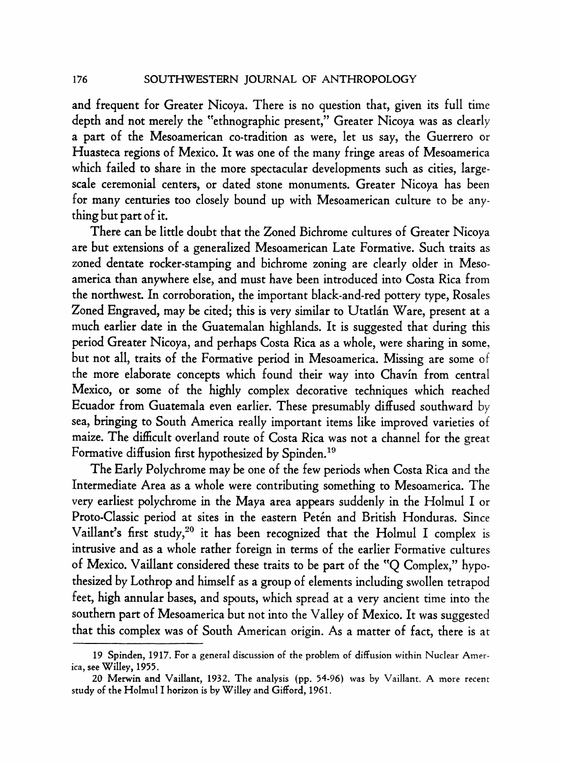and frequent for Greater Nicoya. There is no question that, given its full time depth and not merely the "ethnographic present," Greater Nicoya was as clearly a part of the Mesoamerican co-tradition as were, let us say, the Guerrero or Huasteca regions of Mexico. It was one of the many fringe areas of Mesoamerica which failed to share in the more spectacular developments such as cities, large-scale ceremonial centers, or dated stone monuments. Greater Nicoya has been for many centuries too closely bound up with Mesoamerican culture to be anything but part of it.

There can be little doubt that the Zoned Bichrome cultures of Greater Nicoya are but extensions of a generalized Mesoamerican Late Formative. Such traits as zoned dentate rocker-stamping and bichrome zoning are clearly older in Mesoamerica than anywhere else, and must have been introduced into Costa Rica from the northwest. In corroboration, the important black-and-red pottery type, Rosales Zoned Engraved, may be cited; this is very similar to Utatlán Ware, present at a much earlier date in the Guatemalan highlands. It is suggested that during this period Greater Nicoya, and perhaps Costa Rica as a whole, were sharing in some, but not all, traits of the Formative period in Mesoamerica. Missing are some of the more elaborate concepts which found their way into Chavín from central Mexico, or some of the highly complex decorative techniques which reached Ecuador from Guatemala even earlier. These presumably diffused southward by sea, bringing to South America really important items like improved varieties of maize. The difficult overland route of Costa Rica was not a channel for the great Formative diffusion first hypothesized by Spinden.[19]

The Early Polychrome may be one of the few periods when Costa Rica and the Intermediate Area as a whole were contributing something to Mesoamerica. The very earliest polychrome in the Maya area appears suddenly in the Holmul I or Proto-Classic period at sites in the eastern Petén and British Honduras. Since Vaillant's first study,[20] it has been recognized that the Holmul I complex is intrusive and as a whole rather foreign in terms of the earlier Formative cultures of Mexico. Vaillant considered these traits to be part of the "Q Complex," hypothesized by Lothrop and himself as a group of elements including swollen tetrapod feet, high annular bases, and spouts, which spread at a very ancient time into the southern part of Mesoamerica but not into the Valley of Mexico. It was suggested that this complex was of South American origin. As a matter of fact, there is at

---

19 Spinden, 1917. For a general discussion of the problem of diffusion within Nuclear America, see Willey, 1955.

20 Merwin and Vaillant, 1932. The analysis (pp. 54-96) was by Vaillant. A more recent study of the Holmul I horizon is by Willey and Gifford, 1961.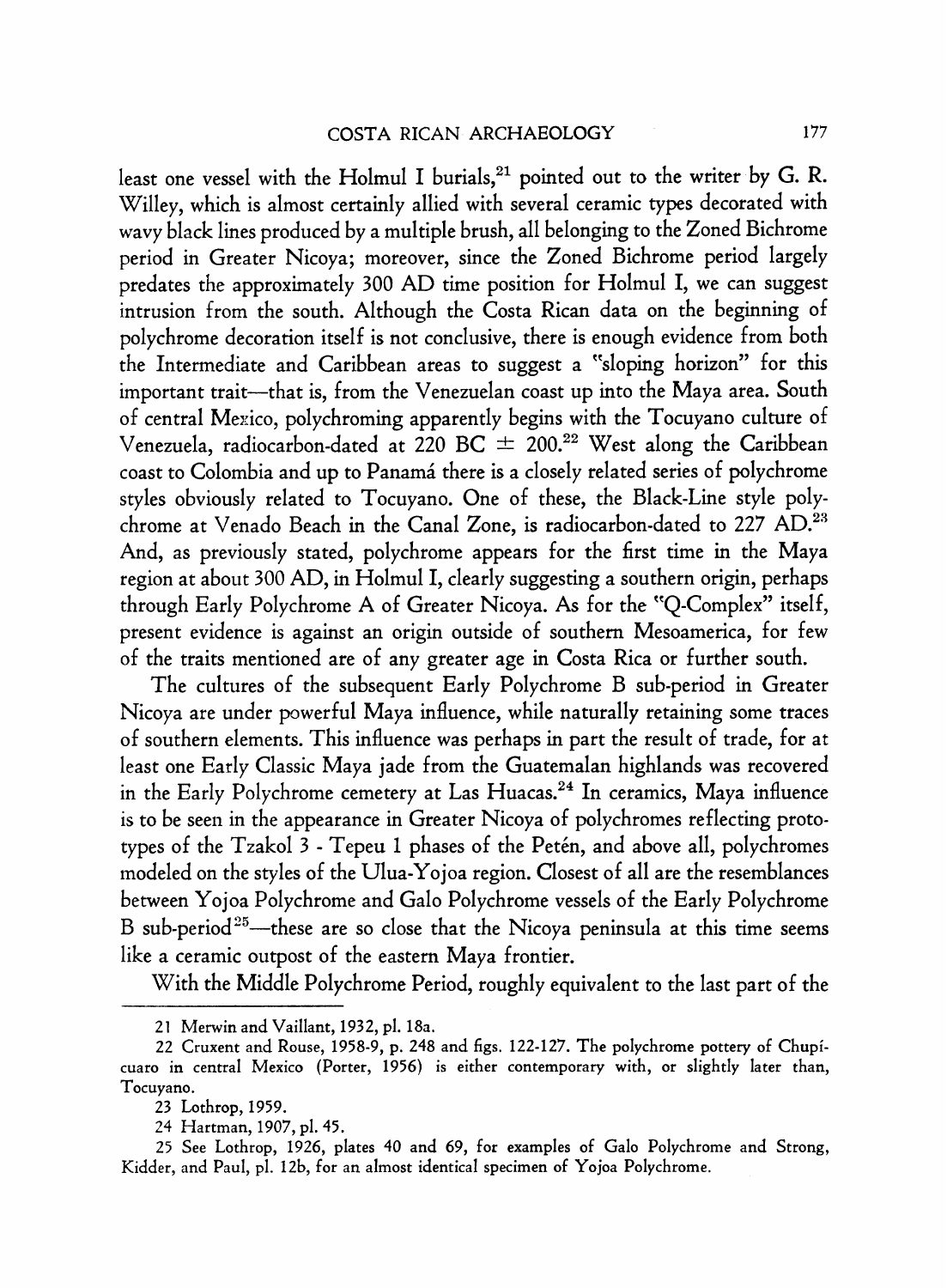least one vessel with the Holmul I burials,[21] pointed out to the writer by G. R. Willey, which is almost certainly allied with several ceramic types decorated with wavy black lines produced by a multiple brush, all belonging to the Zoned Bichrome period in Greater Nicoya; moreover, since the Zoned Bichrome period largely predates the approximately 300 AD time position for Holmul I, we can suggest intrusion from the south. Although the Costa Rican data on the beginning of polychrome decoration itself is not conclusive, there is enough evidence from both the Intermediate and Caribbean areas to suggest a "sloping horizon" for this important trait—that is, from the Venezuelan coast up into the Maya area. South of central Mexico, polychroming apparently begins with the Tocuyano culture of Venezuela, radiocarbon-dated at 220 BC ± 200.[22] West along the Caribbean coast to Colombia and up to Panamá there is a closely related series of polychrome styles obviously related to Tocuyano. One of these, the Black-Line style polychrome at Venado Beach in the Canal Zone, is radiocarbon-dated to 227 AD.[23] And, as previously stated, polychrome appears for the first time in the Maya region at about 300 AD, in Holmul I, clearly suggesting a southern origin, perhaps through Early Polychrome A of Greater Nicoya. As for the "Q-Complex" itself, present evidence is against an origin outside of southern Mesoamerica, for few of the traits mentioned are of any greater age in Costa Rica or further south.

The cultures of the subsequent Early Polychrome B sub-period in Greater Nicoya are under powerful Maya influence, while naturally retaining some traces of southern elements. This influence was perhaps in part the result of trade, for at least one Early Classic Maya jade from the Guatemalan highlands was recovered in the Early Polychrome cemetery at Las Huacas.[24] In ceramics, Maya influence is to be seen in the appearance in Greater Nicoya of polychromes reflecting prototypes of the Tzakol 3 - Tepeu 1 phases of the Petén, and above all, polychromes modeled on the styles of the Ulua-Yojoa region. Closest of all are the resemblances between Yojoa Polychrome and Galo Polychrome vessels of the Early Polychrome B sub-period[25]—these are so close that the Nicoya peninsula at this time seems like a ceramic outpost of the eastern Maya frontier.

With the Middle Polychrome Period, roughly equivalent to the last part of the

---

21 Merwin and Vaillant, 1932, pl. 18a.

22 Cruxent and Rouse, 1958-9, p. 248 and figs. 122-127. The polychrome pottery of Chupícuaro in central Mexico (Porter, 1956) is either contemporary with, or slightly later than, Tocuyano.

23 Lothrop, 1959.

24 Hartman, 1907, pl. 45.

25 See Lothrop, 1926, plates 40 and 69, for examples of Galo Polychrome and Strong, Kidder, and Paul, pl. 12b, for an almost identical specimen of Yojoa Polychrome.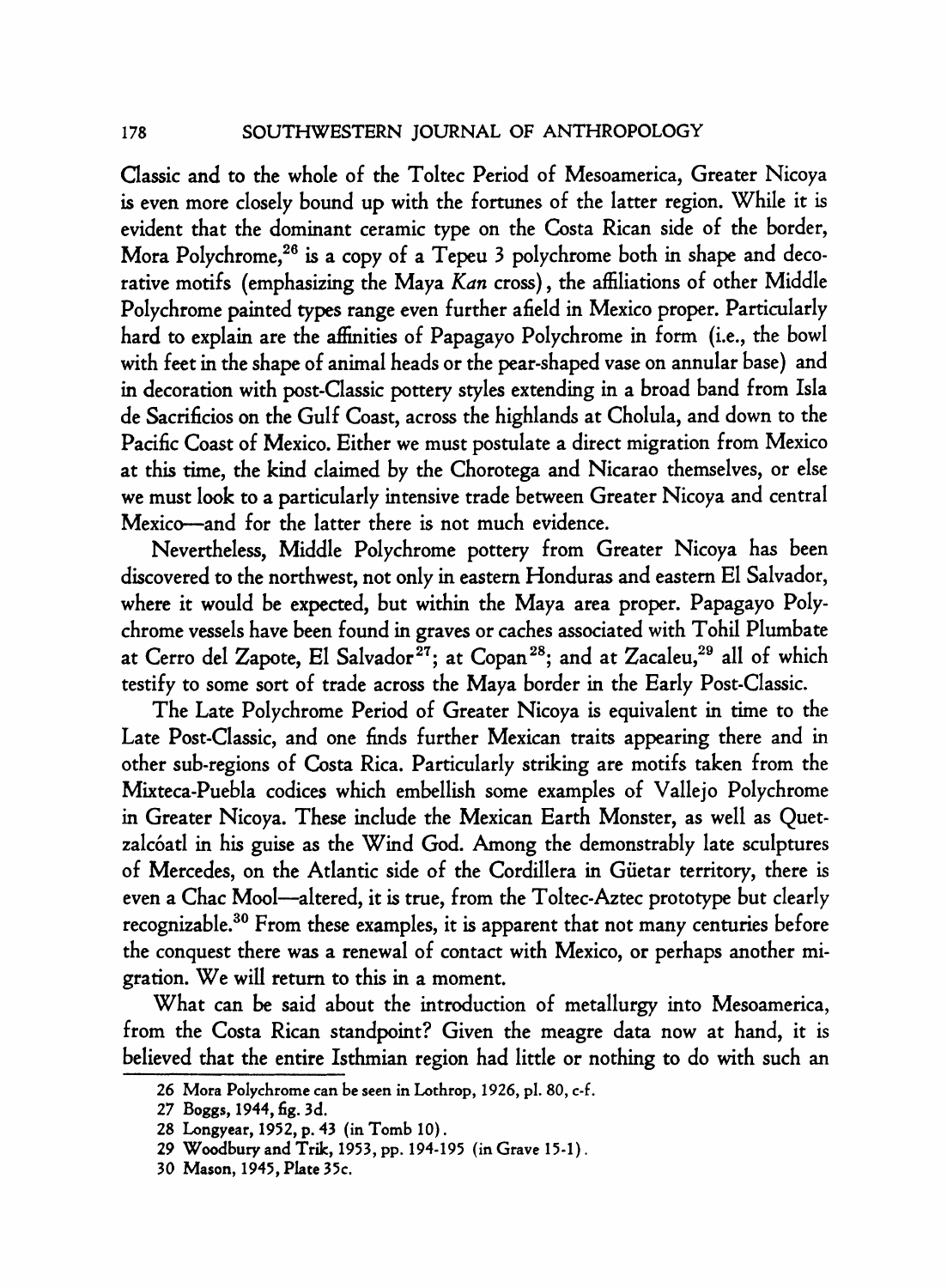Classic and to the whole of the Toltec Period of Mesoamerica, Greater Nicoya is even more closely bound up with the fortunes of the latter region. While it is evident that the dominant ceramic type on the Costa Rican side of the border, Mora Polychrome,[26] is a copy of a Tepeu 3 polychrome both in shape and decorative motifs (emphasizing the Maya *Kan* cross), the affiliations of other Middle Polychrome painted types range even further afield in Mexico proper. Particularly hard to explain are the affinities of Papagayo Polychrome in form (i.e., the bowl with feet in the shape of animal heads or the pear-shaped vase on annular base) and in decoration with post-Classic pottery styles extending in a broad band from Isla de Sacrificios on the Gulf Coast, across the highlands at Cholula, and down to the Pacific Coast of Mexico. Either we must postulate a direct migration from Mexico at this time, the kind claimed by the Chorotega and Nicarao themselves, or else we must look to a particularly intensive trade between Greater Nicoya and central Mexico—and for the latter there is not much evidence.

Nevertheless, Middle Polychrome pottery from Greater Nicoya has been discovered to the northwest, not only in eastern Honduras and eastern El Salvador, where it would be expected, but within the Maya area proper. Papagayo Polychrome vessels have been found in graves or caches associated with Tohil Plumbate at Cerro del Zapote, El Salvador[27]; at Copan[28]; and at Zacaleu,[29] all of which testify to some sort of trade across the Maya border in the Early Post-Classic.

The Late Polychrome Period of Greater Nicoya is equivalent in time to the Late Post-Classic, and one finds further Mexican traits appearing there and in other sub-regions of Costa Rica. Particularly striking are motifs taken from the Mixteca-Puebla codices which embellish some examples of Vallejo Polychrome in Greater Nicoya. These include the Mexican Earth Monster, as well as Quetzalcóatl in his guise as the Wind God. Among the demonstrably late sculptures of Mercedes, on the Atlantic side of the Cordillera in Güetar territory, there is even a Chac Mool—altered, it is true, from the Toltec-Aztec prototype but clearly recognizable.[30] From these examples, it is apparent that not many centuries before the conquest there was a renewal of contact with Mexico, or perhaps another migration. We will return to this in a moment.

What can be said about the introduction of metallurgy into Mesoamerica, from the Costa Rican standpoint? Given the meagre data now at hand, it is believed that the entire Isthmian region had little or nothing to do with such an

---

26 Mora Polychrome can be seen in Lothrop, 1926, pl. 80, c-f.

27 Boggs, 1944, fig. 3d.

28 Longyear, 1952, p. 43 (in Tomb 10).

29 Woodbury and Trik, 1953, pp. 194-195 (in Grave 15-1).

30 Mason, 1945, Plate 35c.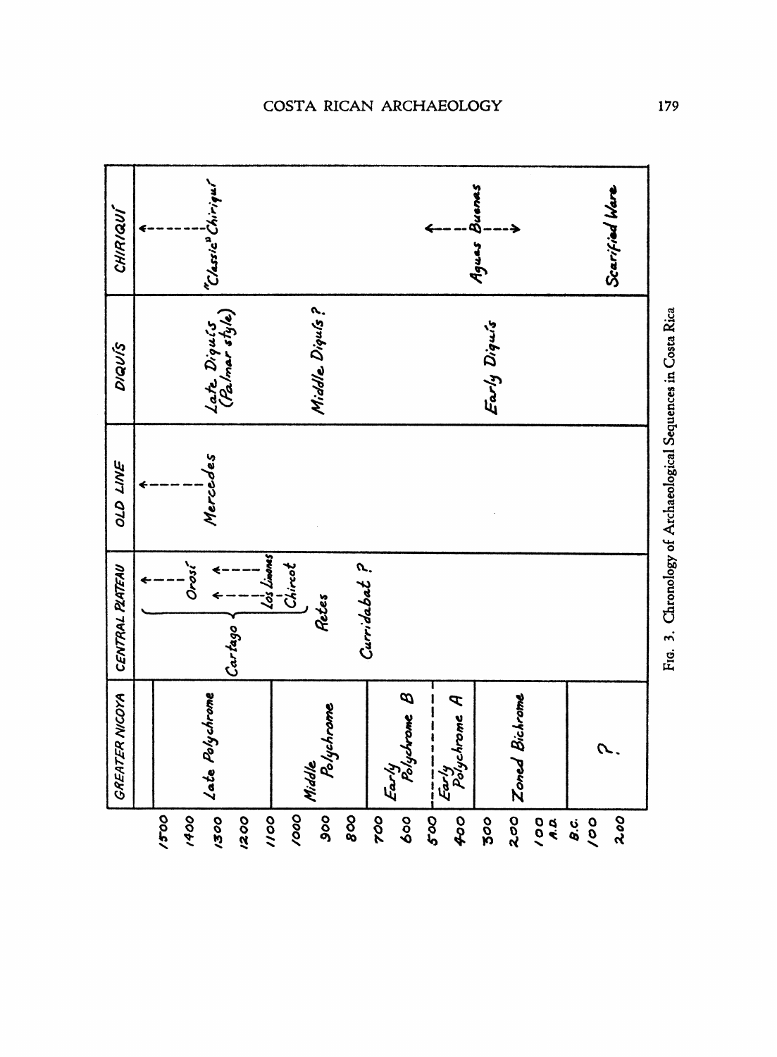| Date | GREATER NICOYA | CENTRAL PLATEAU | OLD LINE | DIQUÍS | CHIRIQUÍ |
|---|---|---|---|---|---|
| 1500 | | ↑ | ↑ | | ↑ |
| 1400 | Late Polychrome | Cartago { Orosí, Los Limones, Chircot } | | | |
| 1300 | | | Mercedes | Late Diquís (Palmar style) | "Classic" Chiriquí |
| 1200 | | | | | |
| 1100 | | | | | |
| 1000 | Middle Polychrome | Retes | | | |
| 900 | | | | Middle Diquís ? | |
| 800 | | Curridabat ? | | | |
| 700 | | | | | |
| 600 | Early Polychrome B | | | | |
| 500 | - - - - - - - - | | | | |
| 400 | Early Polychrome A | | | Early Diquís | ← Aguas Buenas → |
| 300 | | | | | |
| 200 | Zoned Bichrome | | | | |
| 100 A.D. | | | | | |
| B.C. | | | | | |
| 100 | ? | | | | Scarified Ware |
| 200 | | | | | |

FIG. 3. Chronology of Archaeological Sequences in Costa Rica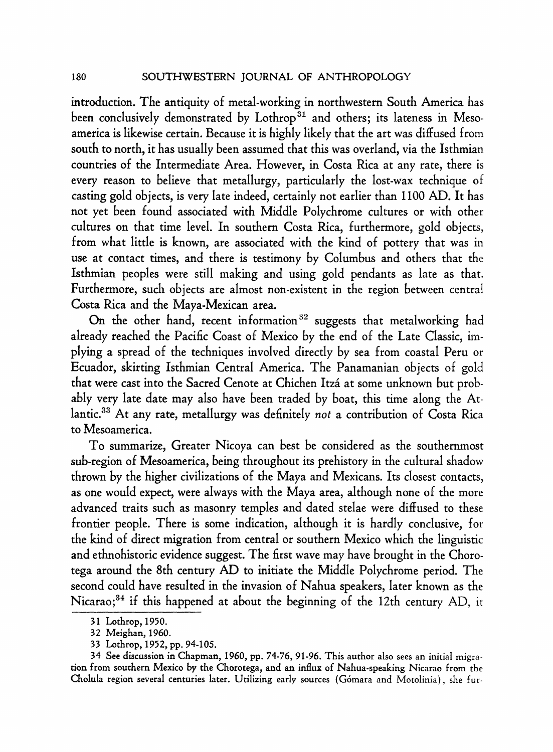introduction. The antiquity of metal-working in northwestern South America has been conclusively demonstrated by Lothrop[31] and others; its lateness in Mesoamerica is likewise certain. Because it is highly likely that the art was diffused from south to north, it has usually been assumed that this was overland, via the Isthmian countries of the Intermediate Area. However, in Costa Rica at any rate, there is every reason to believe that metallurgy, particularly the lost-wax technique of casting gold objects, is very late indeed, certainly not earlier than 1100 AD. It has not yet been found associated with Middle Polychrome cultures or with other cultures on that time level. In southern Costa Rica, furthermore, gold objects, from what little is known, are associated with the kind of pottery that was in use at contact times, and there is testimony by Columbus and others that the Isthmian peoples were still making and using gold pendants as late as that. Furthermore, such objects are almost non-existent in the region between central Costa Rica and the Maya-Mexican area.

On the other hand, recent information[32] suggests that metalworking had already reached the Pacific Coast of Mexico by the end of the Late Classic, implying a spread of the techniques involved directly by sea from coastal Peru or Ecuador, skirting Isthmian Central America. The Panamanian objects of gold that were cast into the Sacred Cenote at Chichen Itzá at some unknown but probably very late date may also have been traded by boat, this time along the Atlantic.[33] At any rate, metallurgy was definitely *not* a contribution of Costa Rica to Mesoamerica.

To summarize, Greater Nicoya can best be considered as the southernmost sub-region of Mesoamerica, being throughout its prehistory in the cultural shadow thrown by the higher civilizations of the Maya and Mexicans. Its closest contacts, as one would expect, were always with the Maya area, although none of the more advanced traits such as masonry temples and dated stelae were diffused to these frontier people. There is some indication, although it is hardly conclusive, for the kind of direct migration from central or southern Mexico which the linguistic and ethnohistoric evidence suggest. The first wave may have brought in the Chorotega around the 8th century AD to initiate the Middle Polychrome period. The second could have resulted in the invasion of Nahua speakers, later known as the Nicarao;[34] if this happened at about the beginning of the 12th century AD, it

---

31 Lothrop, 1950.

32 Meighan, 1960.

33 Lothrop, 1952, pp. 94-105.

34 See discussion in Chapman, 1960, pp. 74-76, 91-96. This author also sees an initial migration from southern Mexico by the Chorotega, and an influx of Nahua-speaking Nicarao from the Cholula region several centuries later. Utilizing early sources (Gómara and Motolinía), she fur-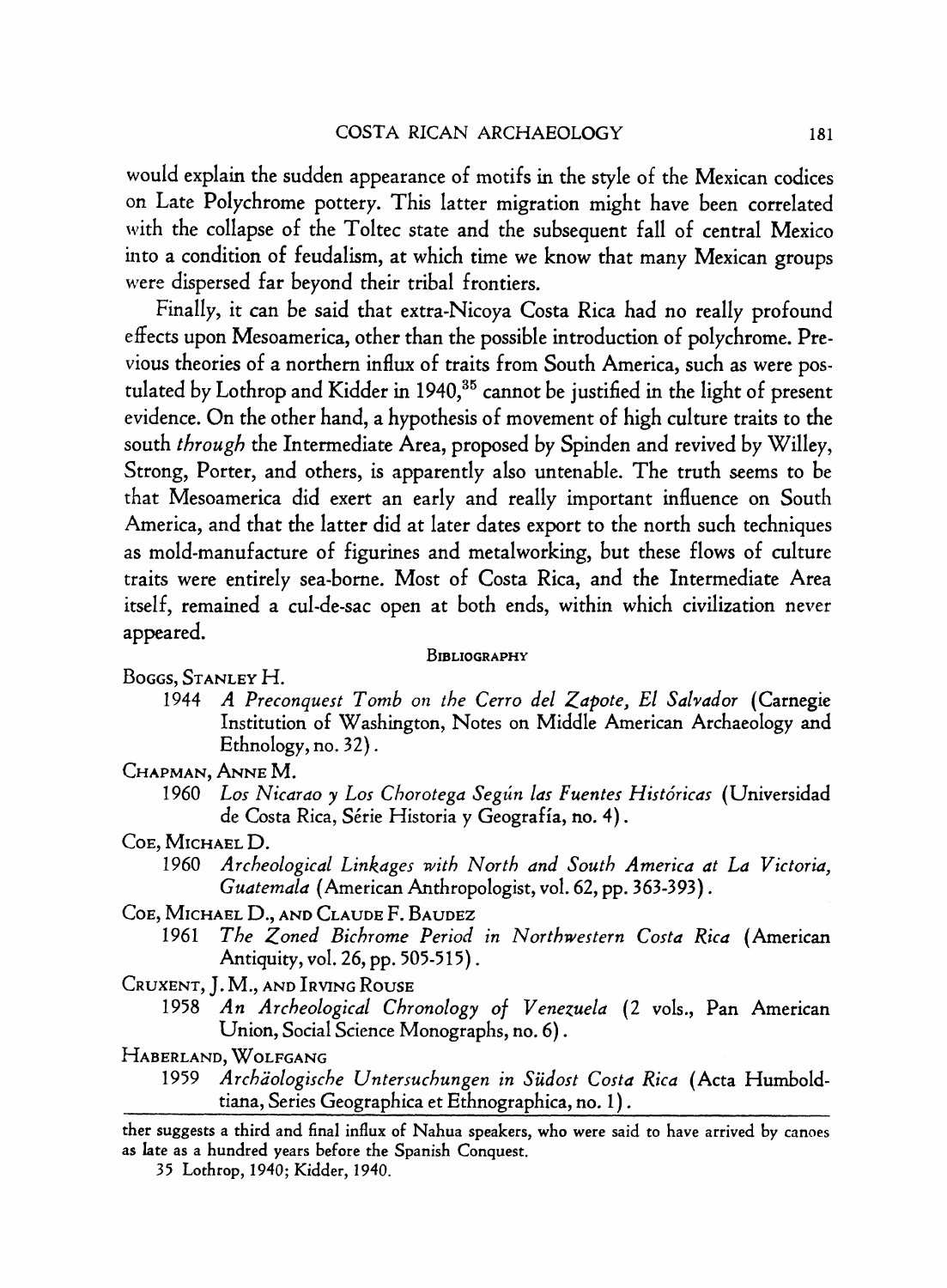would explain the sudden appearance of motifs in the style of the Mexican codices on Late Polychrome pottery. This latter migration might have been correlated with the collapse of the Toltec state and the subsequent fall of central Mexico into a condition of feudalism, at which time we know that many Mexican groups were dispersed far beyond their tribal frontiers.

Finally, it can be said that extra-Nicoya Costa Rica had no really profound effects upon Mesoamerica, other than the possible introduction of polychrome. Previous theories of a northern influx of traits from South America, such as were postulated by Lothrop and Kidder in 1940,[35] cannot be justified in the light of present evidence. On the other hand, a hypothesis of movement of high culture traits to the south *through* the Intermediate Area, proposed by Spinden and revived by Willey, Strong, Porter, and others, is apparently also untenable. The truth seems to be that Mesoamerica did exert an early and really important influence on South America, and that the latter did at later dates export to the north such techniques as mold-manufacture of figurines and metalworking, but these flows of culture traits were entirely sea-borne. Most of Costa Rica, and the Intermediate Area itself, remained a cul-de-sac open at both ends, within which civilization never appeared.

## Bibliography

Boggs, Stanley H.

1944 *A Preconquest Tomb on the Cerro del Zapote, El Salvador* (Carnegie Institution of Washington, Notes on Middle American Archaeology and Ethnology, no. 32).

Chapman, Anne M.

1960 *Los Nicarao y Los Chorotega Según las Fuentes Históricas* (Universidad de Costa Rica, Série Historia y Geografía, no. 4).

Coe, Michael D.

1960 *Archeological Linkages with North and South America at La Victoria, Guatemala* (American Anthropologist, vol. 62, pp. 363-393).

Coe, Michael D., and Claude F. Baudez

1961 *The Zoned Bichrome Period in Northwestern Costa Rica* (American Antiquity, vol. 26, pp. 505-515).

Cruxent, J. M., and Irving Rouse

1958 *An Archeological Chronology of Venezuela* (2 vols., Pan American Union, Social Science Monographs, no. 6).

Haberland, Wolfgang

1959 *Archäologische Untersuchungen in Südost Costa Rica* (Acta Humboldtiana, Series Geographica et Ethnographica, no. 1).

---

ther suggests a third and final influx of Nahua speakers, who were said to have arrived by canoes as late as a hundred years before the Spanish Conquest.

35 Lothrop, 1940; Kidder, 1940.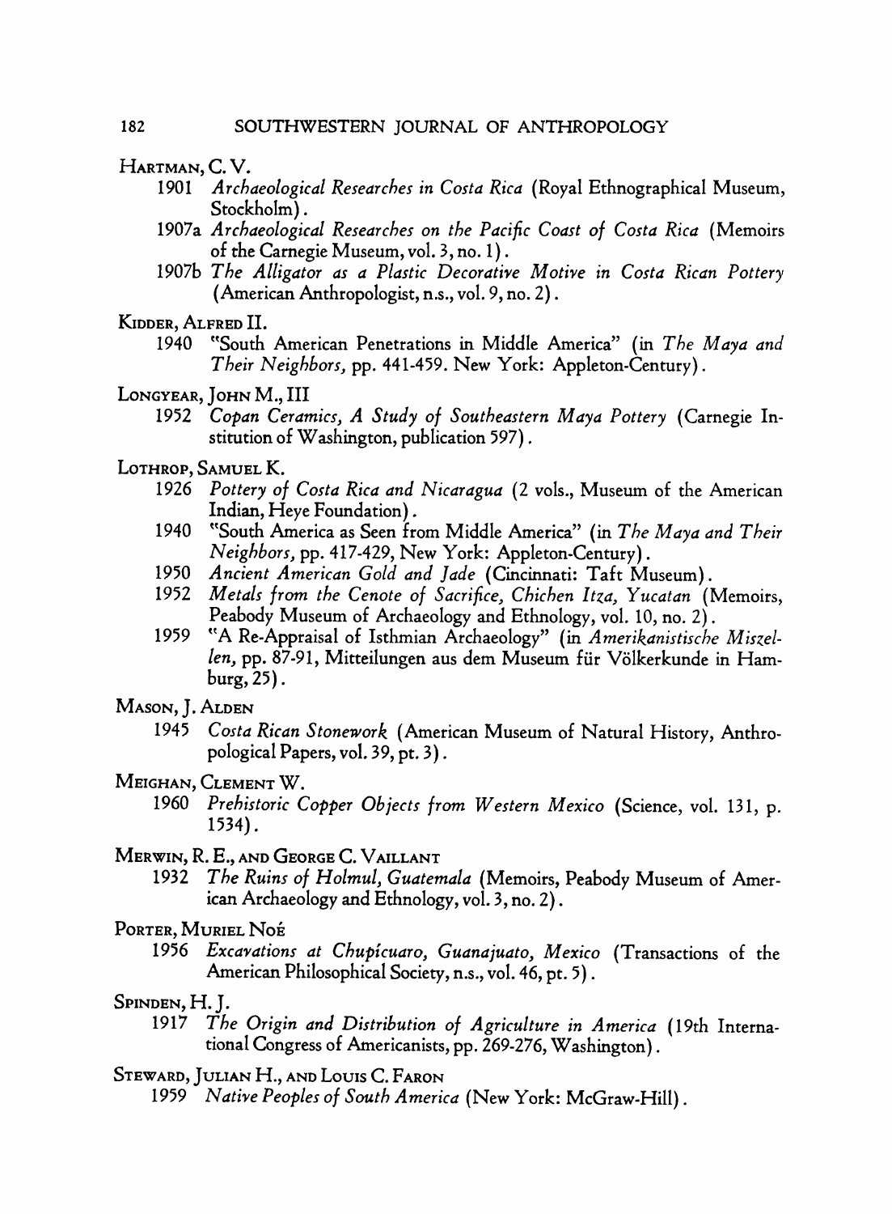HARTMAN, C. V.

1901 *Archaeological Researches in Costa Rica* (Royal Ethnographical Museum, Stockholm).

1907a *Archaeological Researches on the Pacific Coast of Costa Rica* (Memoirs of the Carnegie Museum, vol. 3, no. 1).

1907b *The Alligator as a Plastic Decorative Motive in Costa Rican Pottery* (American Anthropologist, n.s., vol. 9, no. 2).

KIDDER, ALFRED II.

1940 "South American Penetrations in Middle America" (in *The Maya and Their Neighbors*, pp. 441-459. New York: Appleton-Century).

LONGYEAR, JOHN M., III

1952 *Copan Ceramics, A Study of Southeastern Maya Pottery* (Carnegie Institution of Washington, publication 597).

LOTHROP, SAMUEL K.

1926 *Pottery of Costa Rica and Nicaragua* (2 vols., Museum of the American Indian, Heye Foundation).

1940 "South America as Seen from Middle America" (in *The Maya and Their Neighbors*, pp. 417-429, New York: Appleton-Century).

1950 *Ancient American Gold and Jade* (Cincinnati: Taft Museum).

1952 *Metals from the Cenote of Sacrifice, Chichen Itza, Yucatan* (Memoirs, Peabody Museum of Archaeology and Ethnology, vol. 10, no. 2).

1959 "A Re-Appraisal of Isthmian Archaeology" (in *Amerikanistische Miszellen*, pp. 87-91, Mitteilungen aus dem Museum für Völkerkunde in Hamburg, 25).

MASON, J. ALDEN

1945 *Costa Rican Stonework* (American Museum of Natural History, Anthropological Papers, vol. 39, pt. 3).

MEIGHAN, CLEMENT W.

1960 *Prehistoric Copper Objects from Western Mexico* (Science, vol. 131, p. 1534).

MERWIN, R. E., AND GEORGE C. VAILLANT

1932 *The Ruins of Holmul, Guatemala* (Memoirs, Peabody Museum of American Archaeology and Ethnology, vol. 3, no. 2).

PORTER, MURIEL NOÉ

1956 *Excavations at Chupícuaro, Guanajuato, Mexico* (Transactions of the American Philosophical Society, n.s., vol. 46, pt. 5).

SPINDEN, H. J.

1917 *The Origin and Distribution of Agriculture in America* (19th International Congress of Americanists, pp. 269-276, Washington).

STEWARD, JULIAN H., AND LOUIS C. FARON

1959 *Native Peoples of South America* (New York: McGraw-Hill).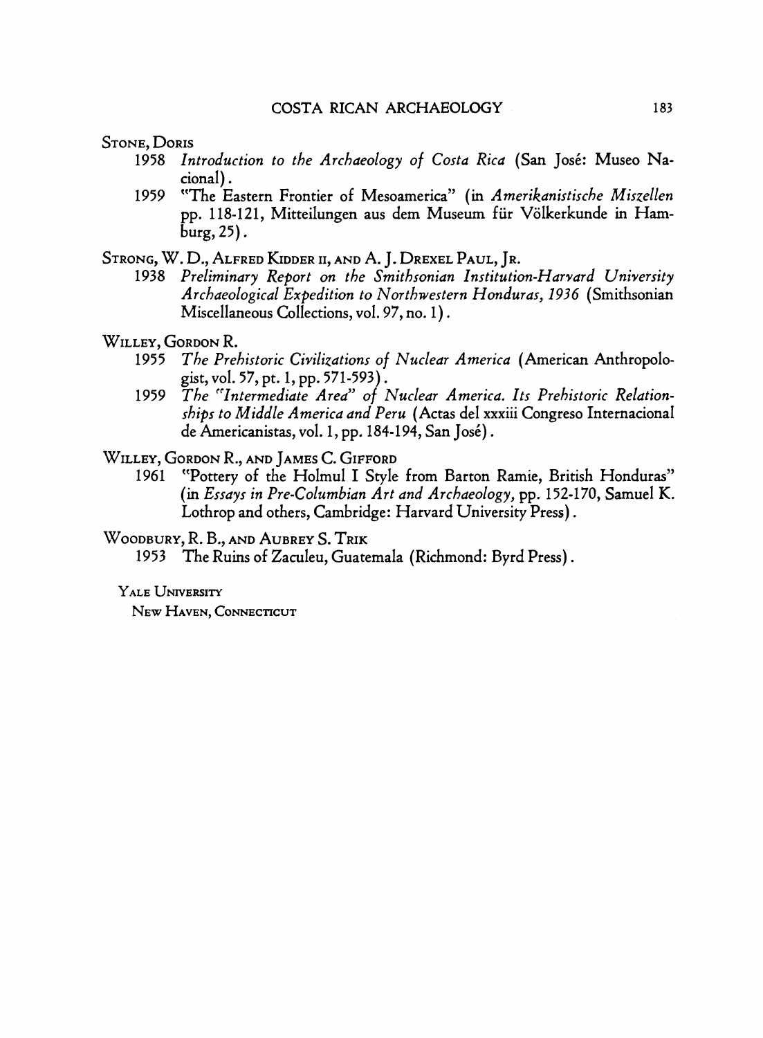STONE, DORIS

1958 *Introduction to the Archaeology of Costa Rica* (San José: Museo Nacional).

1959 "The Eastern Frontier of Mesoamerica" (in *Amerikanistische Miszellen* pp. 118-121, Mitteilungen aus dem Museum für Völkerkunde in Hamburg, 25).

STRONG, W. D., ALFRED KIDDER II, AND A. J. DREXEL PAUL, JR.

1938 *Preliminary Report on the Smithsonian Institution-Harvard University Archaeological Expedition to Northwestern Honduras, 1936* (Smithsonian Miscellaneous Collections, vol. 97, no. 1).

WILLEY, GORDON R.

1955 *The Prehistoric Civilizations of Nuclear America* (American Anthropologist, vol. 57, pt. 1, pp. 571-593).

1959 *The "Intermediate Area" of Nuclear America. Its Prehistoric Relationships to Middle America and Peru* (Actas del xxxiii Congreso Internacional de Americanistas, vol. 1, pp. 184-194, San José).

WILLEY, GORDON R., AND JAMES C. GIFFORD

1961 "Pottery of the Holmul I Style from Barton Ramie, British Honduras" (in *Essays in Pre-Columbian Art and Archaeology,* pp. 152-170, Samuel K. Lothrop and others, Cambridge: Harvard University Press).

WOODBURY, R. B., AND AUBREY S. TRIK

1953 The Ruins of Zaculeu, Guatemala (Richmond: Byrd Press).

YALE UNIVERSITY
NEW HAVEN, CONNECTICUT